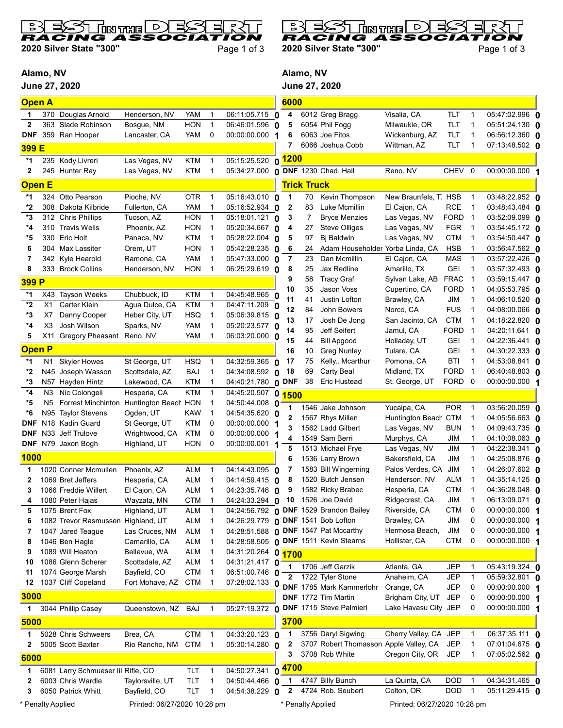# BEST IN THE DESERT RACING ASSOCIATION

**2020 Silver State "300"**

**Alamo, NV**

**June 27, 2020**

## Open A

| Pos | No. | Name | Hometown | Make | Laps | Time | |
|---|---|---|---|---|---|---|---|
| 1 | 370 | Douglas Arnold | Henderson, NV | YAM | 1 | 06:11:05.715 | 0 |
| 2 | 363 | Slade Robinson | Bosgue, NM | HON | 1 | 06:46:01.596 | 0 |
| DNF | 359 | Ran Hooper | Lancaster, CA | YAM | 0 | 00:00:00.000 | 1 |

## 399 E

| Pos | No. | Name | Hometown | Make | Laps | Time | |
|---|---|---|---|---|---|---|---|
| *1 | 235 | Kody Livreri | Las Vegas, NV | KTM | 1 | 05:15:25.520 | 0 |
| 2 | 245 | Hunter Ray | Las Vegas, NV | KTM | 1 | 05:34:27.000 | 0 |

## Open E

| Pos | No. | Name | Hometown | Make | Laps | Time | |
|---|---|---|---|---|---|---|---|
| *1 | 324 | Otto Pearson | Pioche, NV | OTR | 1 | 05:16:43.010 | 0 |
| *2 | 308 | Dakota Kilbride | Fullerton, CA | YAM | 1 | 05:16:52.934 | 0 |
| *3 | 312 | Chris Phillips | Tucson, AZ | HON | 1 | 05:18:01.121 | 0 |
| *4 | 310 | Travis Wells | Phoenix, AZ | HON | 1 | 05:20:34.667 | 0 |
| *5 | 330 | Eric Holt | Panaca, NV | KTM | 1 | 05:28:22.004 | 0 |
| 6 | 304 | Max Lassiter | Orem, UT | HON | 1 | 05:42:28.235 | 0 |
| 7 | 342 | Kyle Hearold | Ramona, CA | YAM | 1 | 05:47:33.000 | 0 |
| 8 | 333 | Brock Collins | Henderson, NV | HON | 1 | 06:25:29.619 | 0 |

## 399 P

| Pos | No. | Name | Hometown | Make | Laps | Time | |
|---|---|---|---|---|---|---|---|
| *1 | X43 | Tayson Weeks | Chubbuck, ID | KTM | 1 | 04:45:48.965 | 0 |
| *2 | X1 | Carter Klein | Agua Dulce, CA | KTM | 1 | 04:47:11.209 | 0 |
| *3 | X7 | Danny Cooper | Heber City, UT | HSQ | 1 | 05:06:39.815 | 0 |
| *4 | X3 | Josh Wilson | Sparks, NV | YAM | 1 | 05:20:23.577 | 0 |
| 5 | X11 | Gregory Pheasant | Reno, NV | YAM | 1 | 06:03:20.000 | 0 |

## Open P

| Pos | No. | Name | Hometown | Make | Laps | Time | |
|---|---|---|---|---|---|---|---|
| *1 | N1 | Skyler Howes | St George, UT | HSQ | 1 | 04:32:59.365 | 0 |
| *2 | N45 | Joseph Wasson | Scottsdale, AZ | BAJ | 1 | 04:34:08.592 | 0 |
| *3 | N57 | Hayden Hintz | Lakewood, CA | KTM | 1 | 04:40:21.780 | 0 |
| *4 | N3 | Nic Colongeli | Hesperia, CA | KTM | 1 | 04:45:20.507 | 0 |
| *5 | N5 | Forrest Minchinton | Huntington Beach | HON | 1 | 04:50:44.008 | 0 |
| *6 | N95 | Taylor Stevens | Ogden, UT | KAW | 1 | 04:54:35.620 | 0 |
| DNF | N18 | Kadin Guard | St George, UT | KTM | 0 | 00:00:00.000 | 1 |
| DNF | N33 | Jeff Trulove | Wrightwood, CA | KTM | 0 | 00:00:00.000 | 1 |
| DNF | N79 | Jaxon Bogh | Highland, UT | HON | 0 | 00:00:00.001 | 1 |

## 1000

| Pos | No. | Name | Hometown | Make | Laps | Time | |
|---|---|---|---|---|---|---|---|
| 1 | 1020 | Conner Mcmullen | Phoenix, AZ | ALM | 1 | 04:14:43.095 | 0 |
| 2 | 1069 | Bret Jeffers | Hesperia, CA | ALM | 1 | 04:14:59.415 | 0 |
| 3 | 1066 | Freddie Willert | El Cajon, CA | ALM | 1 | 04:23:35.746 | 0 |
| 4 | 1080 | Peter Hajas | Wayzata, MN | CTM | 1 | 04:24:33.294 | 0 |
| 5 | 1075 | Brent Fox | Highland, UT | ALM | 1 | 04:24:56.792 | 0 |
| 6 | 1082 | Trevor Rasmussen | Highland, UT | ALM | 1 | 04:26:29.779 | 0 |
| 7 | 1047 | Jared Teague | Las Cruces, NM | ALM | 1 | 04:28:51.588 | 0 |
| 8 | 1046 | Ben Hagle | Camarillo, CA | ALM | 1 | 04:28:58.505 | 0 |
| 9 | 1089 | Will Heaton | Bellevue, WA | ALM | 1 | 04:31:20.264 | 0 |
| 10 | 1086 | Glenn Scherer | Scottsdale, AZ | ALM | 1 | 04:31:21.417 | 0 |
| 11 | 1074 | George Marsh | Bayfield, CO | CTM | 1 | 06:51:00.746 | 0 |
| 12 | 1037 | Cliff Copeland | Fort Mohave, AZ | CTM | 1 | 07:28:02.133 | 0 |

## 3000

| Pos | No. | Name | Hometown | Make | Laps | Time | |
|---|---|---|---|---|---|---|---|
| 1 | 3044 | Phillip Casey | Queenstown, NZ | BAJ | 1 | 05:27:19.372 | 0 |

## 5000

| Pos | No. | Name | Hometown | Make | Laps | Time | |
|---|---|---|---|---|---|---|---|
| 1 | 5028 | Chris Schweers | Brea, CA | CTM | 1 | 04:33:20.123 | 0 |
| 2 | 5005 | Scott Baxter | Rio Rancho, NM | CTM | 1 | 05:30:14.280 | 0 |

## 6000

| Pos | No. | Name | Hometown | Make | Laps | Time | |
|---|---|---|---|---|---|---|---|
| 1 | 6081 | Larry Schmueser Iii | Rifle, CO | TLT | 1 | 04:50:27.341 | 0 |
| 2 | 6003 | Chris Wardle | Taylorsville, UT | TLT | 1 | 04:50:44.466 | 0 |
| 3 | 6050 | Patrick Whitt | Bayfield, CO | TLT | 1 | 04:54:38.229 | 0 |
| 4 | 6012 | Greg Bragg | Visalia, CA | TLT | 1 | 05:47:02.996 | 0 |
| 5 | 6054 | Phil Fogg | Milwaukie, OR | TLT | 1 | 05:51:24.130 | 0 |
| 6 | 6063 | Joe Fitos | Wickenburg, AZ | TLT | 1 | 06:56:12.360 | 0 |
| 7 | 6066 | Joshua Cobb | Wittman, AZ | TLT | 1 | 07:13:48.502 | 0 |

## 1200

| Pos | No. | Name | Hometown | Make | Laps | Time | |
|---|---|---|---|---|---|---|---|
| DNF | 1230 | Chad. Hall | Reno, NV | CHEV | 0 | 00:00:00.000 | 1 |

## Trick Truck

| Pos | No. | Name | Hometown | Make | Laps | Time | |
|---|---|---|---|---|---|---|---|
| 1 | 70 | Kevin Thompson | New Braunfels, T. | HSB | 1 | 03:48:22.952 | 0 |
| 2 | 83 | Luke Mcmillin | El Cajon, CA | RCE | 1 | 03:48:43.484 | 0 |
| 3 | 7 | Bryce Menzies | Las Vegas, NV | FORD | 1 | 03:52:09.099 | 0 |
| 4 | 27 | Steve Olliges | Las Vegas, NV | FGR | 1 | 03:54:45.172 | 0 |
| 5 | 97 | Bj Baldwin | Las Vegas, NV | CTM | 1 | 03:54:50.447 | 0 |
| 6 | 24 | Adam Householder | Yorba Linda, CA | HSB | 1 | 03:56:47.562 | 0 |
| 7 | 23 | Dan Mcmillin | El Cajon, CA | MAS | 1 | 03:57:22.426 | 0 |
| 8 | 25 | Jax Redline | Amarillo, TX | GEI | 1 | 03:57:32.493 | 0 |
| 9 | 58 | Tracy Graf | Sylvan Lake, AB | FRAC | 1 | 03:59:15.447 | 0 |
| 10 | 35 | Jason Voss | Cupertino, CA | FORD | 1 | 04:05:53.795 | 0 |
| 11 | 41 | Justin Lofton | Brawley, CA | JIM | 1 | 04:06:10.520 | 0 |
| 12 | 84 | John Bowers | Norco, CA | FUS | 1 | 04:08:00.066 | 0 |
| 13 | 17 | Josh De Jong | San Jacinto, CA | CTM | 1 | 04:18:22.820 | 0 |
| 14 | 95 | Jeff Seifert | Jamul, CA | FORD | 1 | 04:20:11.641 | 0 |
| 15 | 44 | Bill Apgood | Holladay, UT | GEI | 1 | 04:22:36.441 | 0 |
| 16 | 10 | Greg Nunley | Tulare, CA | GEI | 1 | 04:30:22.333 | 0 |
| 17 | 75 | Kelly.. Mcarthur | Pomona, CA | BTI | 1 | 04:53:08.841 | 0 |
| 18 | 69 | Carty Beal | Midland, TX | FORD | 1 | 06:40:48.803 | 0 |
| DNF | 38 | Eric Hustead | St. George, UT | FORD | 0 | 00:00:00.000 | 1 |

## 1500

| Pos | No. | Name | Hometown | Make | Laps | Time | |
|---|---|---|---|---|---|---|---|
| 1 | 1546 | Jake Johnson | Yucaipa, CA | POR | 1 | 03:56:20.059 | 0 |
| 2 | 1567 | Rhys Millen | Huntington Beach | CTM | 1 | 04:05:56.663 | 0 |
| 3 | 1562 | Ladd Gilbert | Las Vegas, NV | BUN | 1 | 04:09:43.735 | 0 |
| 4 | 1549 | Sam Berri | Murphys, CA | JIM | 1 | 04:10:08.063 | 0 |
| 5 | 1513 | Michael Frye | Las Vegas, NV | JIM | 1 | 04:22:38.341 | 0 |
| 6 | 1536 | Larry Brown | Bakersfield, CA | JIM | 1 | 04:25:08.876 | 0 |
| 7 | 1583 | Bill Wingerning | Palos Verdes, CA | JIM | 1 | 04:26:07.602 | 0 |
| 8 | 1520 | Butch Jensen | Henderson, NV | ALM | 1 | 04:35:14.125 | 0 |
| 9 | 1582 | Ricky Brabec | Hesperia, CA | CTM | 1 | 04:36:28.048 | 0 |
| 10 | 1526 | Joe David | Ridgecrest, CA | JIM | 1 | 06:13:09.071 | 0 |
| DNF | 1529 | Brandon Bailey | Riverside, CA | CTM | 0 | 00:00:00.000 | 1 |
| DNF | 1541 | Bob Lofton | Brawley, CA | JIM | 0 | 00:00:00.000 | 1 |
| DNF | 1547 | Pat Mccarthy | Hermosa Beach, | JIM | 0 | 00:00:00.000 | 1 |
| DNF | 1511 | Kevin Stearns | Hollister, CA | CTM | 0 | 00:00:00.000 | 1 |

## 1700

| Pos | No. | Name | Hometown | Make | Laps | Time | |
|---|---|---|---|---|---|---|---|
| 1 | 1706 | Jeff Garzik | Atlanta, GA | JEP | 1 | 05:43:19.324 | 0 |
| 2 | 1722 | Tyler Stone | Anaheim, CA | JEP | 1 | 05:59:32.801 | 0 |
| DNF | 1785 | Mark Kammerlohr | Orange, CA | JEP | 0 | 00:00:00.000 | 1 |
| DNF | 1772 | Tim Martin | Brigham City, UT | JEP | 0 | 00:00:00.000 | 1 |
| DNF | 1715 | Steve Palmieri | Lake Havasu City | JEP | 0 | 00:00:00.000 | 1 |

## 3700

| Pos | No. | Name | Hometown | Make | Laps | Time | |
|---|---|---|---|---|---|---|---|
| 1 | 3756 | Daryl Sigwing | Cherry Valley, CA | JEP | 1 | 06:37:35.111 | 0 |
| 2 | 3707 | Robert Thomasson | Apple Valley, CA | JEP | 1 | 07:01:04.675 | 0 |
| 3 | 3708 | Rob White | Oregon City, OR | JEP | 1 | 07:05:02.562 | 0 |

## 4700

| Pos | No. | Name | Hometown | Make | Laps | Time | |
|---|---|---|---|---|---|---|---|
| 1 | 4747 | Billy Bunch | La Quinta, CA | DOD | 1 | 04:34:31.465 | 0 |
| 2 | 4724 | Rob. Seubert | Colton, OR | DOD | 1 | 05:11:29.415 | 0 |

\* Penalty Applied

Printed: 06/27/2020 10:28 pm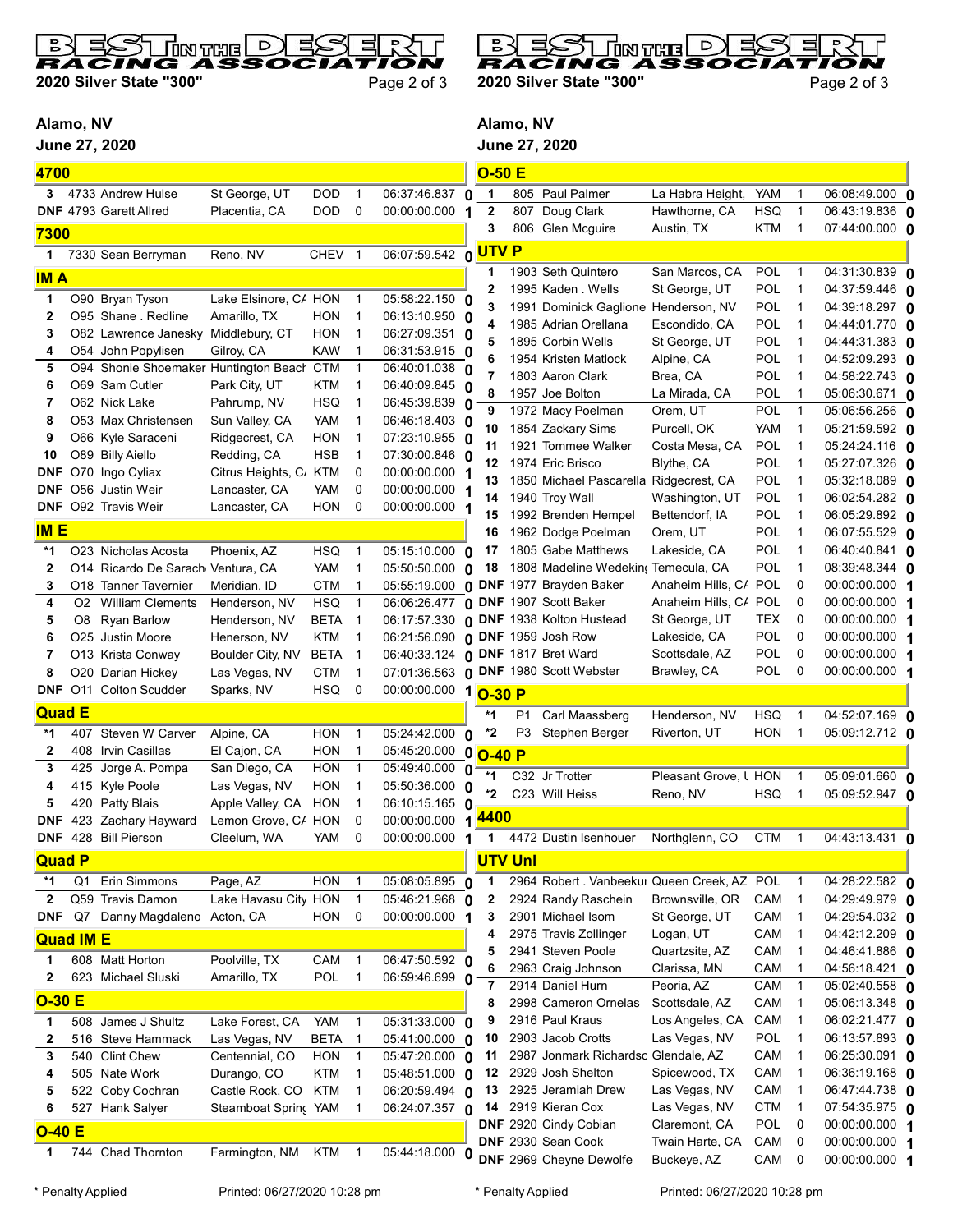# BEST IN THE DESERT RACING ASSOCIATION

## 2020 Silver State "300"

**Alamo, NV**
**June 27, 2020**

### 4700

| Pos | No. | Name | City | Make | Laps | Time | |
|---|---|---|---|---|---|---|---|
| 3 | 4733 | Andrew Hulse | St George, UT | DOD | 1 | 06:37:46.837 | 0 |
| DNF | 4793 | Garett Allred | Placentia, CA | DOD | 0 | 00:00:00.000 | 1 |

### 7300

| Pos | No. | Name | City | Make | Laps | Time | |
|---|---|---|---|---|---|---|---|
| 1 | 7330 | Sean Berryman | Reno, NV | CHEV | 1 | 06:07:59.542 | 0 |

### IM A

| Pos | No. | Name | City | Make | Laps | Time | |
|---|---|---|---|---|---|---|---|
| 1 | O90 | Bryan Tyson | Lake Elsinore, CA | HON | 1 | 05:58:22.150 | 0 |
| 2 | O95 | Shane . Redline | Amarillo, TX | HON | 1 | 06:13:10.950 | 0 |
| 3 | O82 | Lawrence Janesky | Middlebury, CT | HON | 1 | 06:27:09.351 | 0 |
| 4 | O54 | John Popylisen | Gilroy, CA | KAW | 1 | 06:31:53.915 | 0 |
| 5 | O94 | Shonie Shoemaker | Huntington Beach | CTM | 1 | 06:40:01.038 | 0 |
| 6 | O69 | Sam Cutler | Park City, UT | KTM | 1 | 06:40:09.845 | 0 |
| 7 | O62 | Nick Lake | Pahrump, NV | HSQ | 1 | 06:45:39.839 | 0 |
| 8 | O53 | Max Christensen | Sun Valley, CA | YAM | 1 | 06:46:18.403 | 0 |
| 9 | O66 | Kyle Saraceni | Ridgecrest, CA | HON | 1 | 07:23:10.955 | 0 |
| 10 | O89 | Billy Aiello | Redding, CA | HSB | 1 | 07:30:00.846 | 0 |
| DNF | O70 | Ingo Cyliax | Citrus Heights, CA | KTM | 0 | 00:00:00.000 | 1 |
| DNF | O56 | Justin Weir | Lancaster, CA | YAM | 0 | 00:00:00.000 | 1 |
| DNF | O92 | Travis Weir | Lancaster, CA | HON | 0 | 00:00:00.000 | 1 |

### IM E

| Pos | No. | Name | City | Make | Laps | Time | |
|---|---|---|---|---|---|---|---|
| *1 | O23 | Nicholas Acosta | Phoenix, AZ | HSQ | 1 | 05:15:10.000 | 0 |
| 2 | O14 | Ricardo De Sarach | Ventura, CA | YAM | 1 | 05:50:50.000 | 0 |
| 3 | O18 | Tanner Tavernier | Meridian, ID | CTM | 1 | 05:55:19.000 | 0 |
| 4 | O2 | William Clements | Henderson, NV | HSQ | 1 | 06:06:26.477 | 0 |
| 5 | O8 | Ryan Barlow | Henderson, NV | BETA | 1 | 06:17:57.330 | 0 |
| 6 | O25 | Justin Moore | Henerson, NV | KTM | 1 | 06:21:56.090 | 0 |
| 7 | O13 | Krista Conway | Boulder City, NV | BETA | 1 | 06:40:33.124 | 0 |
| 8 | O20 | Darian Hickey | Las Vegas, NV | CTM | 1 | 07:01:36.563 | 0 |
| DNF | O11 | Colton Scudder | Sparks, NV | HSQ | 0 | 00:00:00.000 | 1 |

### Quad E

| Pos | No. | Name | City | Make | Laps | Time | |
|---|---|---|---|---|---|---|---|
| *1 | 407 | Steven W Carver | Alpine, CA | HON | 1 | 05:24:42.000 | 0 |
| 2 | 408 | Irvin Casillas | El Cajon, CA | HON | 1 | 05:45:20.000 | 0 |
| 3 | 425 | Jorge A. Pompa | San Diego, CA | HON | 1 | 05:49:40.000 | 0 |
| 4 | 415 | Kyle Poole | Las Vegas, NV | HON | 1 | 05:50:36.000 | 0 |
| 5 | 420 | Patty Blais | Apple Valley, CA | HON | 1 | 06:10:15.165 | 0 |
| DNF | 423 | Zachary Hayward | Lemon Grove, CA | HON | 0 | 00:00:00.000 | 1 |
| DNF | 428 | Bill Pierson | Cleelum, WA | YAM | 0 | 00:00:00.000 | 1 |

### Quad P

| Pos | No. | Name | City | Make | Laps | Time | |
|---|---|---|---|---|---|---|---|
| *1 | Q1 | Erin Simmons | Page, AZ | HON | 1 | 05:08:05.895 | 0 |
| 2 | Q59 | Travis Damon | Lake Havasu City | HON | 1 | 05:46:21.968 | 0 |
| DNF | Q7 | Danny Magdaleno | Acton, CA | HON | 0 | 00:00:00.000 | 1 |

### Quad IM E

| Pos | No. | Name | City | Make | Laps | Time | |
|---|---|---|---|---|---|---|---|
| 1 | 608 | Matt Horton | Poolville, TX | CAM | 1 | 06:47:50.592 | 0 |
| 2 | 623 | Michael Sluski | Amarillo, TX | POL | 1 | 06:59:46.699 | 0 |

### O-30 E

| Pos | No. | Name | City | Make | Laps | Time | |
|---|---|---|---|---|---|---|---|
| 1 | 508 | James J Shultz | Lake Forest, CA | YAM | 1 | 05:31:33.000 | 0 |
| 2 | 516 | Steve Hammack | Las Vegas, NV | BETA | 1 | 05:41:00.000 | 0 |
| 3 | 540 | Clint Chew | Centennial, CO | HON | 1 | 05:47:20.000 | 0 |
| 4 | 505 | Nate Work | Durango, CO | KTM | 1 | 05:48:51.000 | 0 |
| 5 | 522 | Coby Cochran | Castle Rock, CO | KTM | 1 | 06:20:59.494 | 0 |
| 6 | 527 | Hank Salyer | Steamboat Spring | YAM | 1 | 06:24:07.357 | 0 |

### O-40 E

| Pos | No. | Name | City | Make | Laps | Time | |
|---|---|---|---|---|---|---|---|
| 1 | 744 | Chad Thornton | Farmington, NM | KTM | 1 | 05:44:18.000 | 0 |

### O-50 E

| Pos | No. | Name | City | Make | Laps | Time | |
|---|---|---|---|---|---|---|---|
| 1 | 805 | Paul Palmer | La Habra Height, | YAM | 1 | 06:08:49.000 | 0 |
| 2 | 807 | Doug Clark | Hawthorne, CA | HSQ | 1 | 06:43:19.836 | 0 |
| 3 | 806 | Glen Mcguire | Austin, TX | KTM | 1 | 07:44:00.000 | 0 |

### UTV P

| Pos | No. | Name | City | Make | Laps | Time | |
|---|---|---|---|---|---|---|---|
| 1 | 1903 | Seth Quintero | San Marcos, CA | POL | 1 | 04:31:30.839 | 0 |
| 2 | 1995 | Kaden . Wells | St George, UT | POL | 1 | 04:37:59.446 | 0 |
| 3 | 1991 | Dominick Gaglione | Henderson, NV | POL | 1 | 04:39:18.297 | 0 |
| 4 | 1985 | Adrian Orellana | Escondido, CA | POL | 1 | 04:44:01.770 | 0 |
| 5 | 1895 | Corbin Wells | St George, UT | POL | 1 | 04:44:31.383 | 0 |
| 6 | 1954 | Kristen Matlock | Alpine, CA | POL | 1 | 04:52:09.293 | 0 |
| 7 | 1803 | Aaron Clark | Brea, CA | POL | 1 | 04:58:22.743 | 0 |
| 8 | 1957 | Joe Bolton | La Mirada, CA | POL | 1 | 05:06:30.671 | 0 |
| 9 | 1972 | Macy Poelman | Orem, UT | POL | 1 | 05:06:56.256 | 0 |
| 10 | 1854 | Zackary Sims | Purcell, OK | YAM | 1 | 05:21:59.592 | 0 |
| 11 | 1921 | Tommee Walker | Costa Mesa, CA | POL | 1 | 05:24:24.116 | 0 |
| 12 | 1974 | Eric Brisco | Blythe, CA | POL | 1 | 05:27:07.326 | 0 |
| 13 | 1850 | Michael Pascarella | Ridgecrest, CA | POL | 1 | 05:32:18.089 | 0 |
| 14 | 1940 | Troy Wall | Washington, UT | POL | 1 | 06:02:54.282 | 0 |
| 15 | 1992 | Brenden Hempel | Bettendorf, IA | POL | 1 | 06:05:29.892 | 0 |
| 16 | 1962 | Dodge Poelman | Orem, UT | POL | 1 | 06:07:55.529 | 0 |
| 17 | 1805 | Gabe Matthews | Lakeside, CA | POL | 1 | 06:40:40.841 | 0 |
| 18 | 1808 | Madeline Wedeking | Temecula, CA | POL | 1 | 08:39:48.344 | 0 |
| DNF | 1977 | Brayden Baker | Anaheim Hills, CA | POL | 0 | 00:00:00.000 | 1 |
| DNF | 1907 | Scott Baker | Anaheim Hills, CA | POL | 0 | 00:00:00.000 | 1 |
| DNF | 1938 | Kolton Hustead | St George, UT | TEX | 0 | 00:00:00.000 | 1 |
| DNF | 1959 | Josh Row | Lakeside, CA | POL | 0 | 00:00:00.000 | 1 |
| DNF | 1817 | Bret Ward | Scottsdale, AZ | POL | 0 | 00:00:00.000 | 1 |
| DNF | 1980 | Scott Webster | Brawley, CA | POL | 0 | 00:00:00.000 | 1 |

### O-30 P

| Pos | No. | Name | City | Make | Laps | Time | |
|---|---|---|---|---|---|---|---|
| *1 | P1 | Carl Maassberg | Henderson, NV | HSQ | 1 | 04:52:07.169 | 0 |
| *2 | P3 | Stephen Berger | Riverton, UT | HON | 1 | 05:09:12.712 | 0 |

### O-40 P

| Pos | No. | Name | City | Make | Laps | Time | |
|---|---|---|---|---|---|---|---|
| *1 | C32 | Jr Trotter | Pleasant Grove, U | HON | 1 | 05:09:01.660 | 0 |
| *2 | C23 | Will Heiss | Reno, NV | HSQ | 1 | 05:09:52.947 | 0 |

### 4400

| Pos | No. | Name | City | Make | Laps | Time | |
|---|---|---|---|---|---|---|---|
| 1 | 4472 | Dustin Isenhouer | Northglenn, CO | CTM | 1 | 04:43:13.431 | 0 |

### UTV Unl

| Pos | No. | Name | City | Make | Laps | Time | |
|---|---|---|---|---|---|---|---|
| 1 | 2964 | Robert . Vanbeekum | Queen Creek, AZ | POL | 1 | 04:28:22.582 | 0 |
| 2 | 2924 | Randy Raschein | Brownsville, OR | CAM | 1 | 04:29:49.979 | 0 |
| 3 | 2901 | Michael Isom | St George, UT | CAM | 1 | 04:29:54.032 | 0 |
| 4 | 2975 | Travis Zollinger | Logan, UT | CAM | 1 | 04:42:12.209 | 0 |
| 5 | 2941 | Steven Poole | Quartzsite, AZ | CAM | 1 | 04:46:41.886 | 0 |
| 6 | 2963 | Craig Johnson | Clarissa, MN | CAM | 1 | 04:56:18.421 | 0 |
| 7 | 2914 | Daniel Hurn | Peoria, AZ | CAM | 1 | 05:02:40.558 | 0 |
| 8 | 2998 | Cameron Ornelas | Scottsdale, AZ | CAM | 1 | 05:06:13.348 | 0 |
| 9 | 2916 | Paul Keaus | Los Angeles, CA | CAM | 1 | 06:02:21.477 | 0 |
| 10 | 2903 | Jacob Crotts | Las Vegas, NV | POL | 1 | 06:13:57.893 | 0 |
| 11 | 2987 | Jonmark Richardso | Glendale, AZ | CAM | 1 | 06:25:30.091 | 0 |
| 12 | 2929 | Josh Shelton | Spicewood, TX | CAM | 1 | 06:36:19.168 | 0 |
| 13 | 2925 | Jeramiah Drew | Las Vegas, NV | CAM | 1 | 06:47:44.738 | 0 |
| 14 | 2919 | Kieran Cox | Las Vegas, NV | CTM | 1 | 07:54:35.975 | 0 |
| DNF | 2920 | Cindy Cobian | Claremont, CA | POL | 0 | 00:00:00.000 | 1 |
| DNF | 2930 | Sean Cook | Twain Harte, CA | CAM | 0 | 00:00:00.000 | 1 |
| DNF | 2969 | Cheyne Dewolfe | Buckeye, AZ | CAM | 0 | 00:00:00.000 | 1 |

\* Penalty Applied

Printed: 06/27/2020 10:28 pm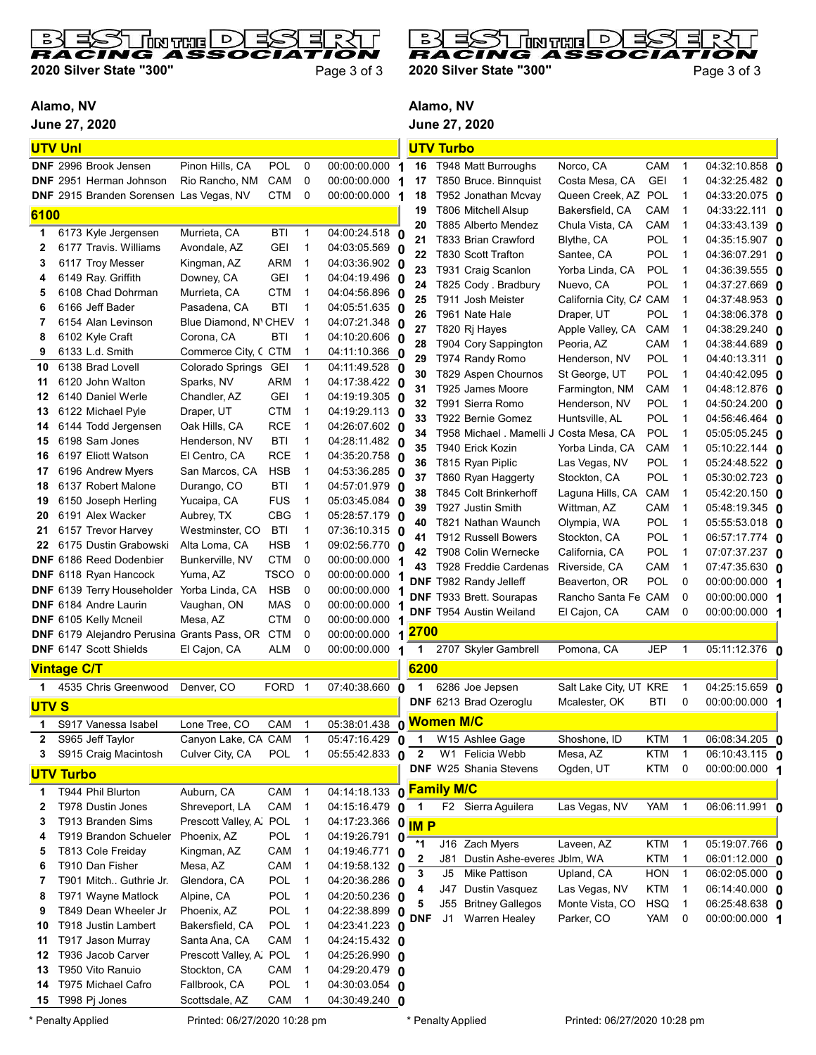# BEST IN THE DESERT RACING ASSOCIATION

**2020 Silver State "300"**

**Alamo, NV**

**June 27, 2020**

## UTV Unl

| | | | | | | | |
|---|---|---|---|---|---|---|---|
| DNF | 2996 Brook Jensen | Pinon Hills, CA | POL | 0 | 00:00:00.000 | 1 |
| DNF | 2951 Herman Johnson | Rio Rancho, NM | CAM | 0 | 00:00:00.000 | 1 |
| DNF | 2915 Branden Sorensen | Las Vegas, NV | CTM | 0 | 00:00:00.000 | 1 |

## 6100

| | | | | | | |
|---|---|---|---|---|---|---|
| 1 | 6173 Kyle Jergensen | Murrieta, CA | BTI | 1 | 04:00:24.518 | 0 |
| 2 | 6177 Travis. Williams | Avondale, AZ | GEI | 1 | 04:03:05.569 | 0 |
| 3 | 6117 Troy Messer | Kingman, AZ | ARM | 1 | 04:03:36.902 | 0 |
| 4 | 6149 Ray. Griffith | Downey, CA | GEI | 1 | 04:04:19.496 | 0 |
| 5 | 6108 Chad Dohrman | Murrieta, CA | CTM | 1 | 04:04:56.896 | 0 |
| 6 | 6166 Jeff Bader | Pasadena, CA | BTI | 1 | 04:05:51.635 | 0 |
| 7 | 6154 Alan Levinson | Blue Diamond, NV | CHEV | 1 | 04:07:21.348 | 0 |
| 8 | 6102 Kyle Craft | Corona, CA | BTI | 1 | 04:10:20.606 | 0 |
| 9 | 6133 L.d. Smith | Commerce City, C | CTM | 1 | 04:11:10.366 | 0 |
| 10 | 6138 Brad Lovell | Colorado Springs | GEI | 1 | 04:11:49.528 | 0 |
| 11 | 6120 John Walton | Sparks, NV | ARM | 1 | 04:17:38.422 | 0 |
| 12 | 6140 Daniel Werle | Chandler, AZ | GEI | 1 | 04:19:19.305 | 0 |
| 13 | 6122 Michael Pyle | Draper, UT | CTM | 1 | 04:19:29.113 | 0 |
| 14 | 6144 Todd Jergensen | Oak Hills, CA | RCE | 1 | 04:26:07.602 | 0 |
| 15 | 6198 Sam Jones | Henderson, NV | BTI | 1 | 04:28:11.482 | 0 |
| 16 | 6197 Eliott Watson | El Centro, CA | RCE | 1 | 04:35:20.758 | 0 |
| 17 | 6196 Andrew Myers | San Marcos, CA | HSB | 1 | 04:53:36.285 | 0 |
| 18 | 6137 Robert Malone | Durango, CO | BTI | 1 | 04:57:01.979 | 0 |
| 19 | 6150 Joseph Herling | Yucaipa, CA | FUS | 1 | 05:03:45.084 | 0 |
| 20 | 6191 Alex Wacker | Aubrey, TX | CBG | 1 | 05:28:57.179 | 0 |
| 21 | 6157 Trevor Harvey | Westminster, CO | BTI | 1 | 07:36:10.315 | 0 |
| 22 | 6175 Dustin Grabowski | Alta Loma, CA | HSB | 1 | 09:02:56.770 | 0 |
| DNF | 6186 Reed Dodenbier | Bunkerville, NV | CTM | 0 | 00:00:00.000 | 1 |
| DNF | 6118 Ryan Hancock | Yuma, AZ | TSCO | 0 | 00:00:00.000 | 1 |
| DNF | 6139 Terry Householder | Yorba Linda, CA | HSB | 0 | 00:00:00.000 | 1 |
| DNF | 6184 Andre Laurin | Vaughan, ON | MAS | 0 | 00:00:00.000 | 1 |
| DNF | 6105 Kelly Mcneil | Mesa, AZ | CTM | 0 | 00:00:00.000 | 1 |
| DNF | 6179 Alejandro Perusina | Grants Pass, OR | CTM | 0 | 00:00:00.000 | 1 |
| DNF | 6147 Scott Shields | El Cajon, CA | ALM | 0 | 00:00:00.000 | 1 |

## Vintage C/T

| | | | | | | |
|---|---|---|---|---|---|---|
| 1 | 4535 Chris Greenwood | Denver, CO | FORD | 1 | 07:40:38.660 | 0 |

## UTV S

| | | | | | | |
|---|---|---|---|---|---|---|
| 1 | S917 Vanessa Isabel | Lone Tree, CO | CAM | 1 | 05:38:01.438 | 0 |
| 2 | S965 Jeff Taylor | Canyon Lake, CA | CAM | 1 | 05:47:16.429 | 0 |
| 3 | S915 Craig Macintosh | Culver City, CA | POL | 1 | 05:55:42.833 | 0 |

## UTV Turbo

| | | | | | | |
|---|---|---|---|---|---|---|
| 1 | T944 Phil Blurton | Auburn, CA | CAM | 1 | 04:14:18.133 | 0 |
| 2 | T978 Dustin Jones | Shreveport, LA | CAM | 1 | 04:15:16.479 | 0 |
| 3 | T913 Branden Sims | Prescott Valley, AZ | POL | 1 | 04:17:23.366 | 0 |
| 4 | T919 Brandon Schueler | Phoenix, AZ | POL | 1 | 04:19:26.791 | 0 |
| 5 | T813 Cole Freiday | Kingman, AZ | CAM | 1 | 04:19:46.771 | 0 |
| 6 | T910 Dan Fisher | Mesa, AZ | CAM | 1 | 04:19:58.132 | 0 |
| 7 | T901 Mitch.. Guthrie Jr. | Glendora, CA | POL | 1 | 04:20:36.286 | 0 |
| 8 | T971 Wayne Matlock | Alpine, CA | POL | 1 | 04:20:50.236 | 0 |
| 9 | T849 Dean Wheeler Jr | Phoenix, AZ | POL | 1 | 04:22:38.899 | 0 |
| 10 | T918 Justin Lambert | Bakersfield, CA | POL | 1 | 04:23:41.223 | 0 |
| 11 | T917 Jason Murray | Santa Ana, CA | CAM | 1 | 04:24:15.432 | 0 |
| 12 | T936 Jacob Carver | Prescott Valley, AZ | POL | 1 | 04:25:26.990 | 0 |
| 13 | T950 Vito Ranuio | Stockton, CA | CAM | 1 | 04:29:20.479 | 0 |
| 14 | T975 Michael Cafro | Fallbrook, CA | POL | 1 | 04:30:03.054 | 0 |
| 15 | T998 Pj Jones | Scottsdale, AZ | CAM | 1 | 04:30:49.240 | 0 |
| 16 | T948 Matt Burroughs | Norco, CA | CAM | 1 | 04:32:10.858 | 0 |
| 17 | T850 Bruce. Binnquist | Costa Mesa, CA | GEI | 1 | 04:32:25.482 | 0 |
| 18 | T952 Jonathan Mcvay | Queen Creek, AZ | POL | 1 | 04:33:20.075 | 0 |
| 19 | T806 Mitchell Alsup | Bakersfield, CA | CAM | 1 | 04:33:22.111 | 0 |
| 20 | T885 Alberto Mendez | Chula Vista, CA | CAM | 1 | 04:33:43.139 | 0 |
| 21 | T833 Brian Crawford | Blythe, CA | POL | 1 | 04:35:15.907 | 0 |
| 22 | T830 Scott Trafton | Santee, CA | POL | 1 | 04:36:07.291 | 0 |
| 23 | T931 Craig Scanlon | Yorba Linda, CA | POL | 1 | 04:36:39.555 | 0 |
| 24 | T825 Cody . Bradbury | Nuevo, CA | POL | 1 | 04:37:27.669 | 0 |
| 25 | T911 Josh Meister | California City, CA | CAM | 1 | 04:37:48.953 | 0 |
| 26 | T961 Nate Hale | Draper, UT | POL | 1 | 04:38:06.378 | 0 |
| 27 | T820 Rj Hayes | Apple Valley, CA | CAM | 1 | 04:38:29.240 | 0 |
| 28 | T904 Cory Sappington | Peoria, AZ | CAM | 1 | 04:38:44.689 | 0 |
| 29 | T974 Randy Romo | Henderson, NV | POL | 1 | 04:40:13.311 | 0 |
| 30 | T829 Aspen Chournos | St George, UT | POL | 1 | 04:40:42.095 | 0 |
| 31 | T925 James Moore | Farmington, NM | CAM | 1 | 04:48:12.876 | 0 |
| 32 | T991 Sierra Romo | Henderson, NV | POL | 1 | 04:50:24.200 | 0 |
| 33 | T922 Bernie Gomez | Huntsville, AL | POL | 1 | 04:56:46.464 | 0 |
| 34 | T958 Michael . Mamelli J | Costa Mesa, CA | POL | 1 | 05:05:05.245 | 0 |
| 35 | T940 Erick Kozin | Yorba Linda, CA | CAM | 1 | 05:10:22.144 | 0 |
| 36 | T815 Ryan Piplic | Las Vegas, NV | POL | 1 | 05:24:48.522 | 0 |
| 37 | T860 Ryan Haggerty | Stockton, CA | POL | 1 | 05:30:02.723 | 0 |
| 38 | T845 Colt Brinkerhoff | Laguna Hills, CA | CAM | 1 | 05:42:20.150 | 0 |
| 39 | T927 Justin Smith | Wittman, AZ | CAM | 1 | 05:48:19.345 | 0 |
| 40 | T821 Nathan Waunch | Olympia, WA | POL | 1 | 05:55:53.018 | 0 |
| 41 | T912 Russell Bowers | Stockton, CA | POL | 1 | 06:57:17.774 | 0 |
| 42 | T908 Colin Wernecke | California, CA | POL | 1 | 07:07:37.237 | 0 |
| 43 | T928 Freddie Cardenas | Riverside, CA | CAM | 1 | 07:47:35.630 | 0 |
| DNF | T982 Randy Jelleff | Beaverton, OR | POL | 0 | 00:00:00.000 | 1 |
| DNF | T933 Brett. Sourapas | Rancho Santa Fe | CAM | 0 | 00:00:00.000 | 1 |
| DNF | T954 Austin Weiland | El Cajon, CA | CAM | 0 | 00:00:00.000 | 1 |

## 2700

| | | | | | | |
|---|---|---|---|---|---|---|
| 1 | 2707 Skyler Gambrell | Pomona, CA | JEP | 1 | 05:11:12.376 | 0 |

## 6200

| | | | | | | |
|---|---|---|---|---|---|---|
| 1 | 6286 Joe Jepsen | Salt Lake City, UT | KRE | 1 | 04:25:15.659 | 0 |
| DNF | 6213 Brad Ozeroglu | Mcalester, OK | BTI | 0 | 00:00:00.000 | 1 |

## Women M/C

| | | | | | | |
|---|---|---|---|---|---|---|
| 1 | W15 Ashlee Gage | Shoshone, ID | KTM | 1 | 06:08:34.205 | 0 |
| 2 | W1 Felicia Webb | Mesa, AZ | KTM | 1 | 06:10:43.115 | 0 |
| DNF | W25 Shania Stevens | Ogden, UT | KTM | 0 | 00:00:00.000 | 1 |

## Family M/C

| | | | | | | |
|---|---|---|---|---|---|---|
| 1 | F2 Sierra Aguilera | Las Vegas, NV | YAM | 1 | 06:06:11.991 | 0 |

## IM P

| | | | | | | |
|---|---|---|---|---|---|---|
| *1 | J16 Zach Myers | Laveen, AZ | KTM | 1 | 05:19:07.766 | 0 |
| 2 | J81 Dustin Ashe-everes | Jblm, WA | KTM | 1 | 06:01:12.000 | 0 |
| 3 | J5 Mike Pattison | Upland, CA | HON | 1 | 06:02:05.000 | 0 |
| 4 | J47 Dustin Vasquez | Las Vegas, NV | KTM | 1 | 06:14:40.000 | 0 |
| 5 | J55 Britney Gallegos | Monte Vista, CO | HSQ | 1 | 06:25:48.638 | 0 |
| DNF | J1 Warren Healey | Parker, CO | YAM | 0 | 00:00:00.000 | 1 |

\* Penalty Applied

Printed: 06/27/2020 10:28 pm